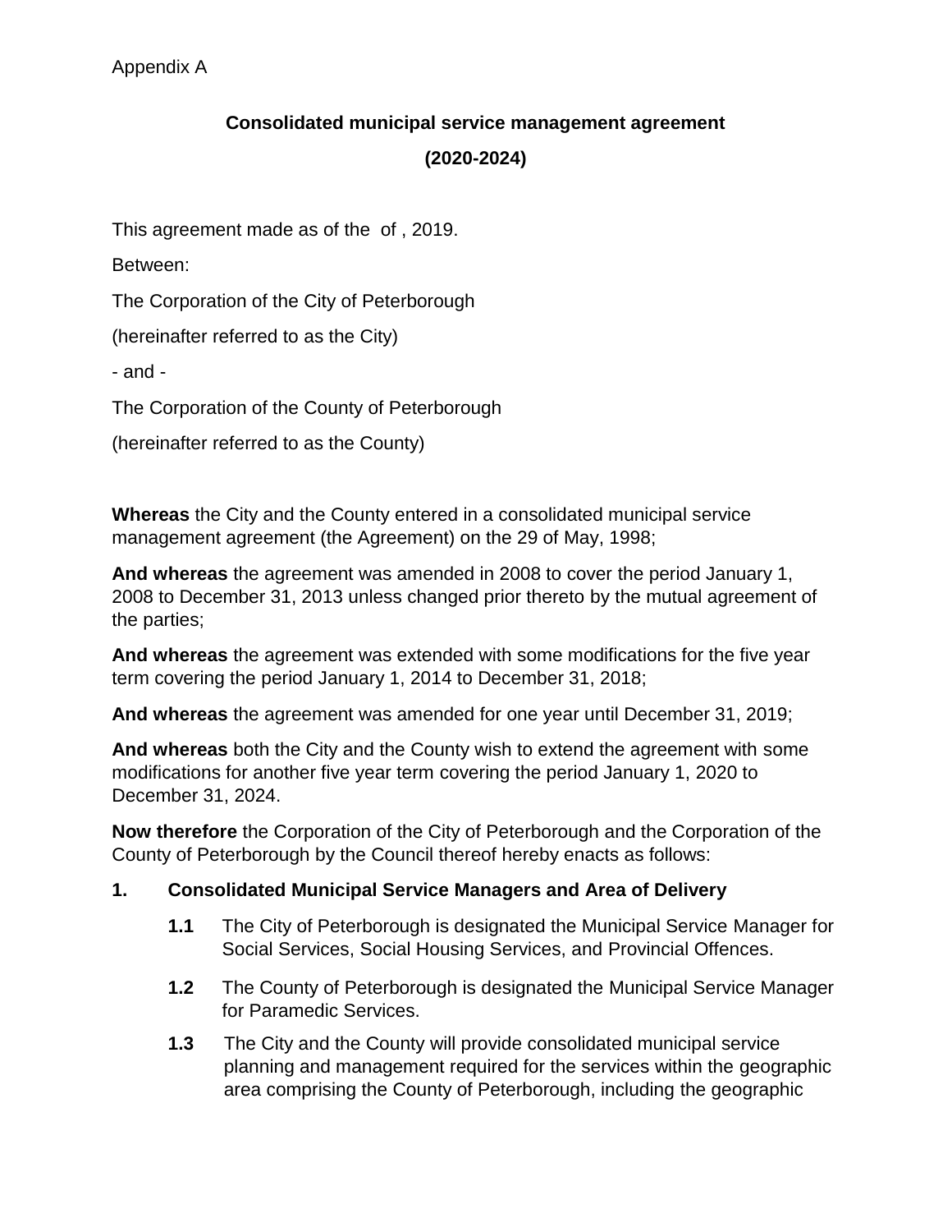Appendix A

**Consolidated municipal service management agreement**

**(2020-2024)**

This agreement made as of the of , 2019.

Between:

The Corporation of the City of Peterborough

(hereinafter referred to as the City)

- and -

The Corporation of the County of Peterborough

(hereinafter referred to as the County)

**Whereas** the City and the County entered in a consolidated municipal service management agreement (the Agreement) on the 29 of May, 1998;

**And whereas** the agreement was amended in 2008 to cover the period January 1, 2008 to December 31, 2013 unless changed prior thereto by the mutual agreement of the parties;

**And whereas** the agreement was extended with some modifications for the five year term covering the period January 1, 2014 to December 31, 2018;

**And whereas** the agreement was amended for one year until December 31, 2019;

**And whereas** both the City and the County wish to extend the agreement with some modifications for another five year term covering the period January 1, 2020 to December 31, 2024.

**Now therefore** the Corporation of the City of Peterborough and the Corporation of the County of Peterborough by the Council thereof hereby enacts as follows:

**1. Consolidated Municipal Service Managers and Area of Delivery**

**1.1** The City of Peterborough is designated the Municipal Service Manager for Social Services, Social Housing Services, and Provincial Offences.

**1.2** The County of Peterborough is designated the Municipal Service Manager for Paramedic Services.

**1.3** The City and the County will provide consolidated municipal service planning and management required for the services within the geographic area comprising the County of Peterborough, including the geographic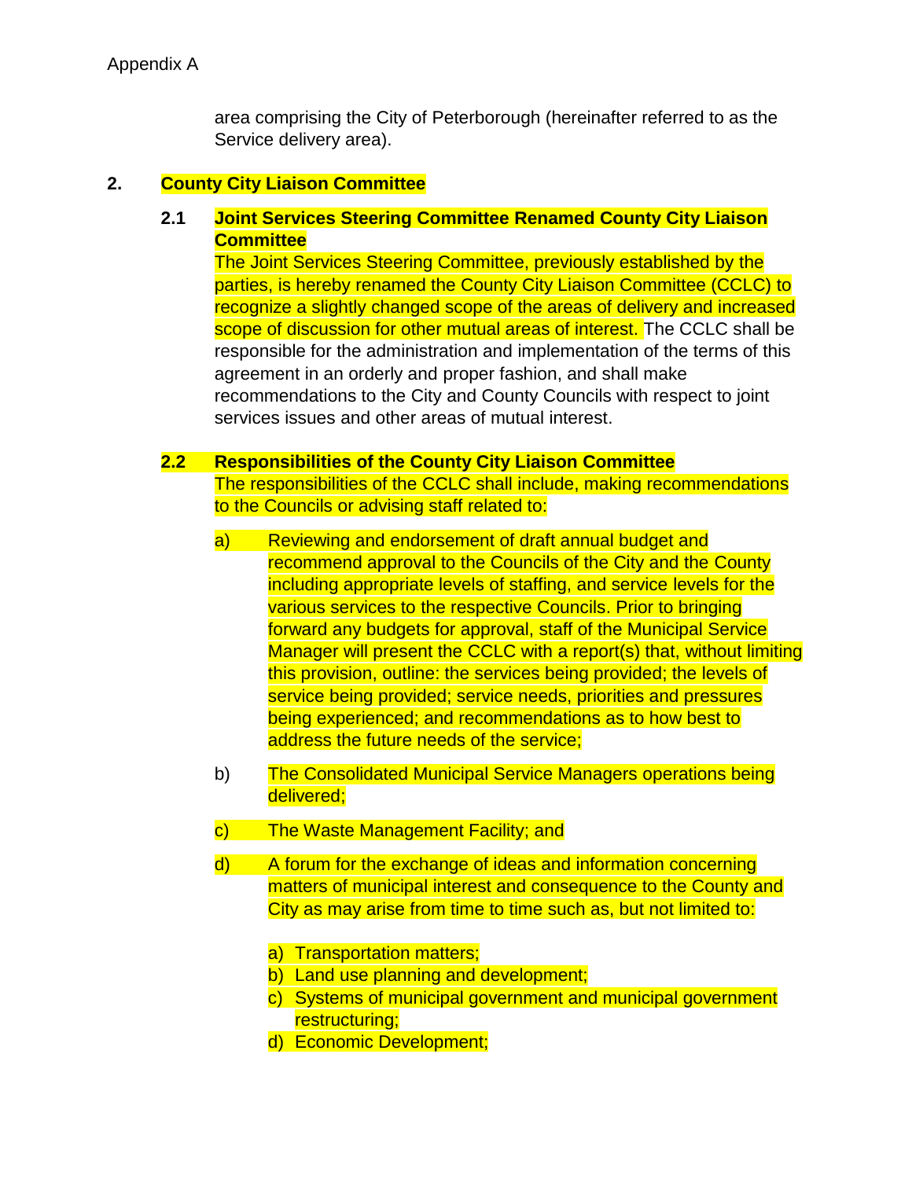area comprising the City of Peterborough (hereinafter referred to as the Service delivery area).

## 2. County City Liaison Committee

### 2.1 Joint Services Steering Committee Renamed County City Liaison Committee

The Joint Services Steering Committee, previously established by the parties, is hereby renamed the County City Liaison Committee (CCLC) to recognize a slightly changed scope of the areas of delivery and increased scope of discussion for other mutual areas of interest. The CCLC shall be responsible for the administration and implementation of the terms of this agreement in an orderly and proper fashion, and shall make recommendations to the City and County Councils with respect to joint services issues and other areas of mutual interest.

### 2.2 Responsibilities of the County City Liaison Committee

The responsibilities of the CCLC shall include, making recommendations to the Councils or advising staff related to:

a) Reviewing and endorsement of draft annual budget and recommend approval to the Councils of the City and the County including appropriate levels of staffing, and service levels for the various services to the respective Councils. Prior to bringing forward any budgets for approval, staff of the Municipal Service Manager will present the CCLC with a report(s) that, without limiting this provision, outline: the services being provided; the levels of service being provided; service needs, priorities and pressures being experienced; and recommendations as to how best to address the future needs of the service;

b) The Consolidated Municipal Service Managers operations being delivered;

c) The Waste Management Facility; and

d) A forum for the exchange of ideas and information concerning matters of municipal interest and consequence to the County and City as may arise from time to time such as, but not limited to:

   a) Transportation matters;
   b) Land use planning and development;
   c) Systems of municipal government and municipal government restructuring;
   d) Economic Development;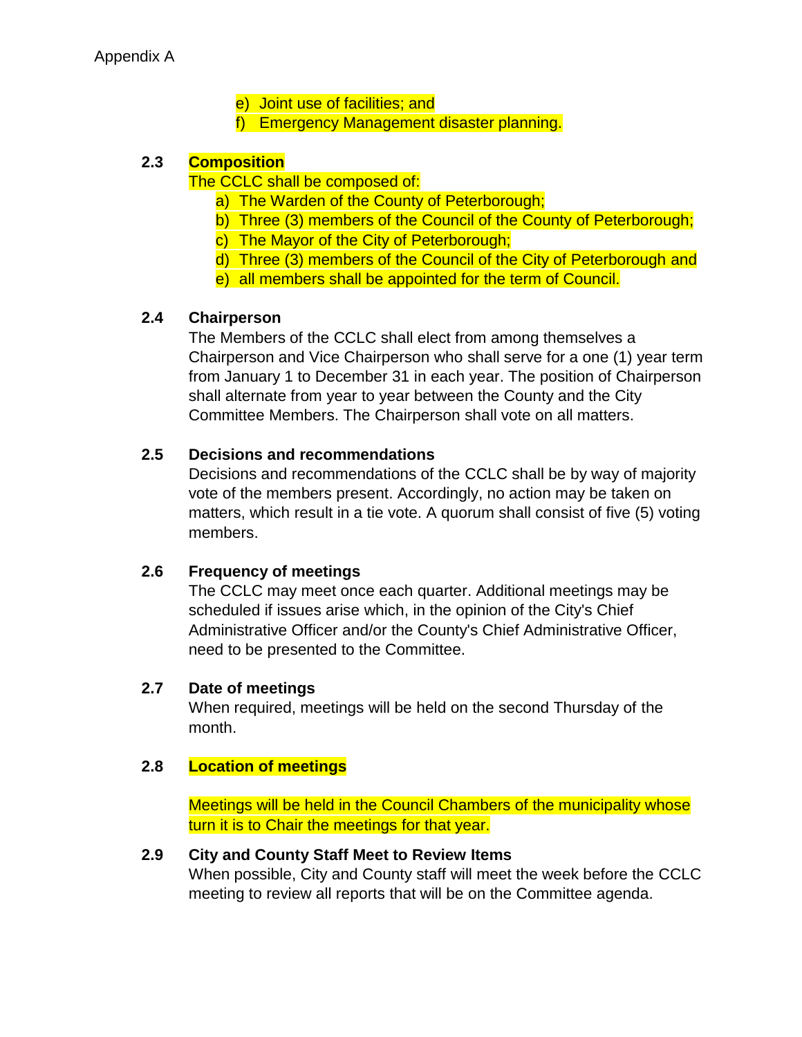Appendix A

e) Joint use of facilities; and
f) Emergency Management disaster planning.

### 2.3 Composition

The CCLC shall be composed of:

a) The Warden of the County of Peterborough;
b) Three (3) members of the Council of the County of Peterborough;
c) The Mayor of the City of Peterborough;
d) Three (3) members of the Council of the City of Peterborough and
e) all members shall be appointed for the term of Council.

### 2.4 Chairperson

The Members of the CCLC shall elect from among themselves a Chairperson and Vice Chairperson who shall serve for a one (1) year term from January 1 to December 31 in each year. The position of Chairperson shall alternate from year to year between the County and the City Committee Members. The Chairperson shall vote on all matters.

### 2.5 Decisions and recommendations

Decisions and recommendations of the CCLC shall be by way of majority vote of the members present. Accordingly, no action may be taken on matters, which result in a tie vote. A quorum shall consist of five (5) voting members.

### 2.6 Frequency of meetings

The CCLC may meet once each quarter. Additional meetings may be scheduled if issues arise which, in the opinion of the City's Chief Administrative Officer and/or the County's Chief Administrative Officer, need to be presented to the Committee.

### 2.7 Date of meetings

When required, meetings will be held on the second Thursday of the month.

### 2.8 Location of meetings

Meetings will be held in the Council Chambers of the municipality whose turn it is to Chair the meetings for that year.

### 2.9 City and County Staff Meet to Review Items

When possible, City and County staff will meet the week before the CCLC meeting to review all reports that will be on the Committee agenda.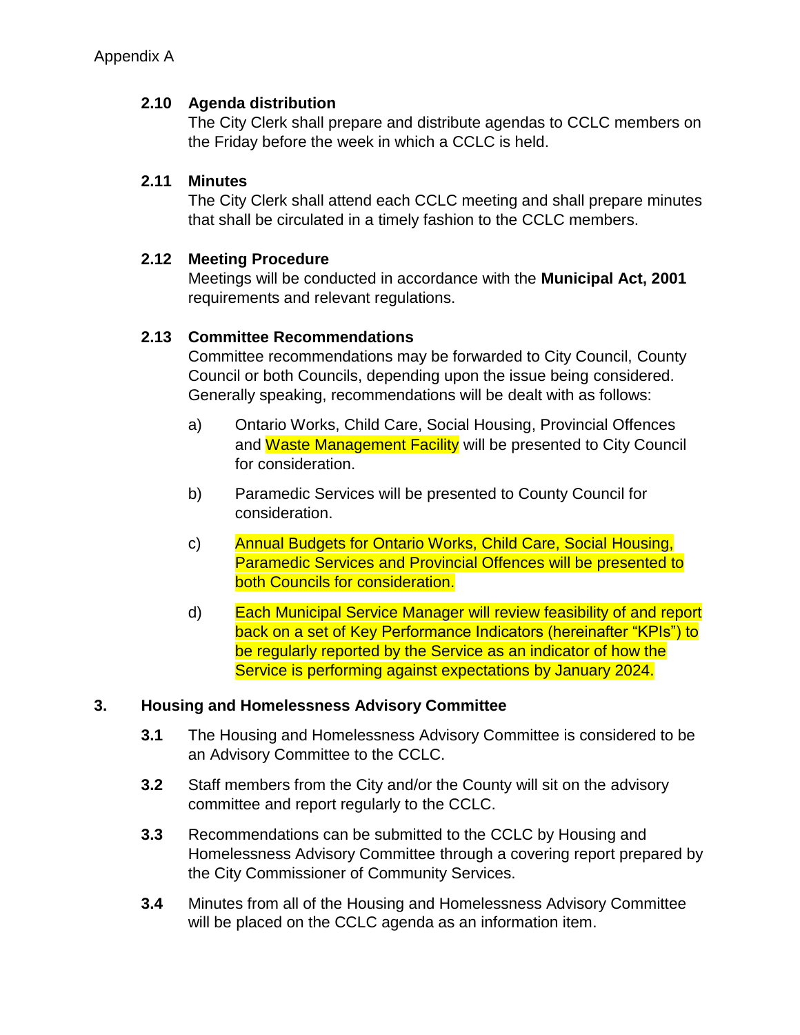Appendix A

**2.10 Agenda distribution**

The City Clerk shall prepare and distribute agendas to CCLC members on the Friday before the week in which a CCLC is held.

**2.11 Minutes**

The City Clerk shall attend each CCLC meeting and shall prepare minutes that shall be circulated in a timely fashion to the CCLC members.

**2.12 Meeting Procedure**

Meetings will be conducted in accordance with the **Municipal Act, 2001** requirements and relevant regulations.

**2.13 Committee Recommendations**

Committee recommendations may be forwarded to City Council, County Council or both Councils, depending upon the issue being considered. Generally speaking, recommendations will be dealt with as follows:

a) Ontario Works, Child Care, Social Housing, Provincial Offences and Waste Management Facility will be presented to City Council for consideration.

b) Paramedic Services will be presented to County Council for consideration.

c) Annual Budgets for Ontario Works, Child Care, Social Housing, Paramedic Services and Provincial Offences will be presented to both Councils for consideration.

d) Each Municipal Service Manager will review feasibility of and report back on a set of Key Performance Indicators (hereinafter "KPIs") to be regularly reported by the Service as an indicator of how the Service is performing against expectations by January 2024.

## 3. Housing and Homelessness Advisory Committee

**3.1** The Housing and Homelessness Advisory Committee is considered to be an Advisory Committee to the CCLC.

**3.2** Staff members from the City and/or the County will sit on the advisory committee and report regularly to the CCLC.

**3.3** Recommendations can be submitted to the CCLC by Housing and Homelessness Advisory Committee through a covering report prepared by the City Commissioner of Community Services.

**3.4** Minutes from all of the Housing and Homelessness Advisory Committee will be placed on the CCLC agenda as an information item.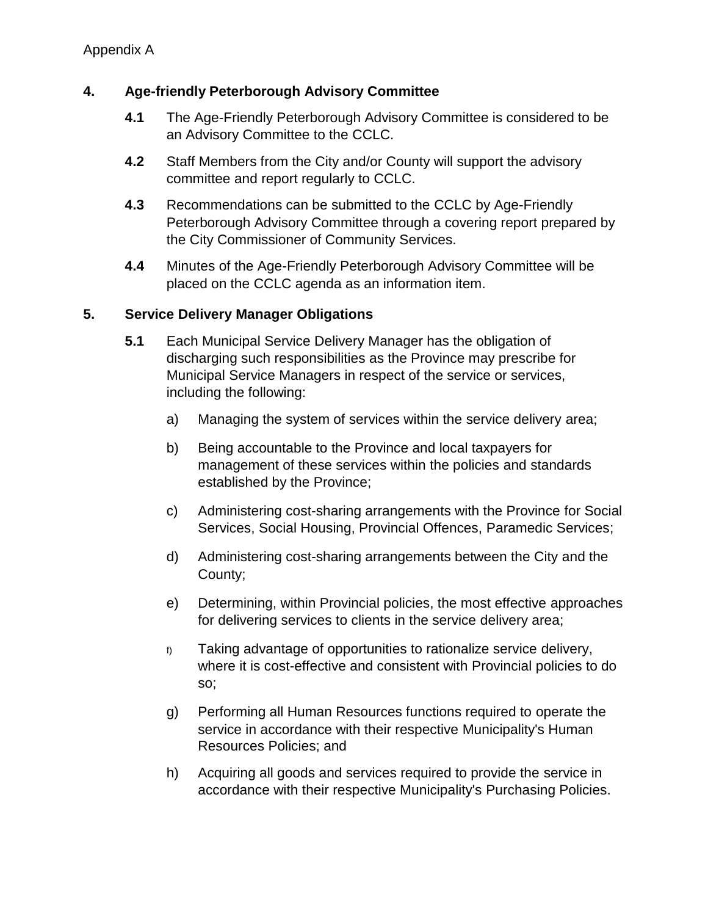Appendix A

## 4. Age-friendly Peterborough Advisory Committee

**4.1** The Age-Friendly Peterborough Advisory Committee is considered to be an Advisory Committee to the CCLC.

**4.2** Staff Members from the City and/or County will support the advisory committee and report regularly to CCLC.

**4.3** Recommendations can be submitted to the CCLC by Age-Friendly Peterborough Advisory Committee through a covering report prepared by the City Commissioner of Community Services.

**4.4** Minutes of the Age-Friendly Peterborough Advisory Committee will be placed on the CCLC agenda as an information item.

## 5. Service Delivery Manager Obligations

**5.1** Each Municipal Service Delivery Manager has the obligation of discharging such responsibilities as the Province may prescribe for Municipal Service Managers in respect of the service or services, including the following:

a) Managing the system of services within the service delivery area;

b) Being accountable to the Province and local taxpayers for management of these services within the policies and standards established by the Province;

c) Administering cost-sharing arrangements with the Province for Social Services, Social Housing, Provincial Offences, Paramedic Services;

d) Administering cost-sharing arrangements between the City and the County;

e) Determining, within Provincial policies, the most effective approaches for delivering services to clients in the service delivery area;

f) Taking advantage of opportunities to rationalize service delivery, where it is cost-effective and consistent with Provincial policies to do so;

g) Performing all Human Resources functions required to operate the service in accordance with their respective Municipality's Human Resources Policies; and

h) Acquiring all goods and services required to provide the service in accordance with their respective Municipality's Purchasing Policies.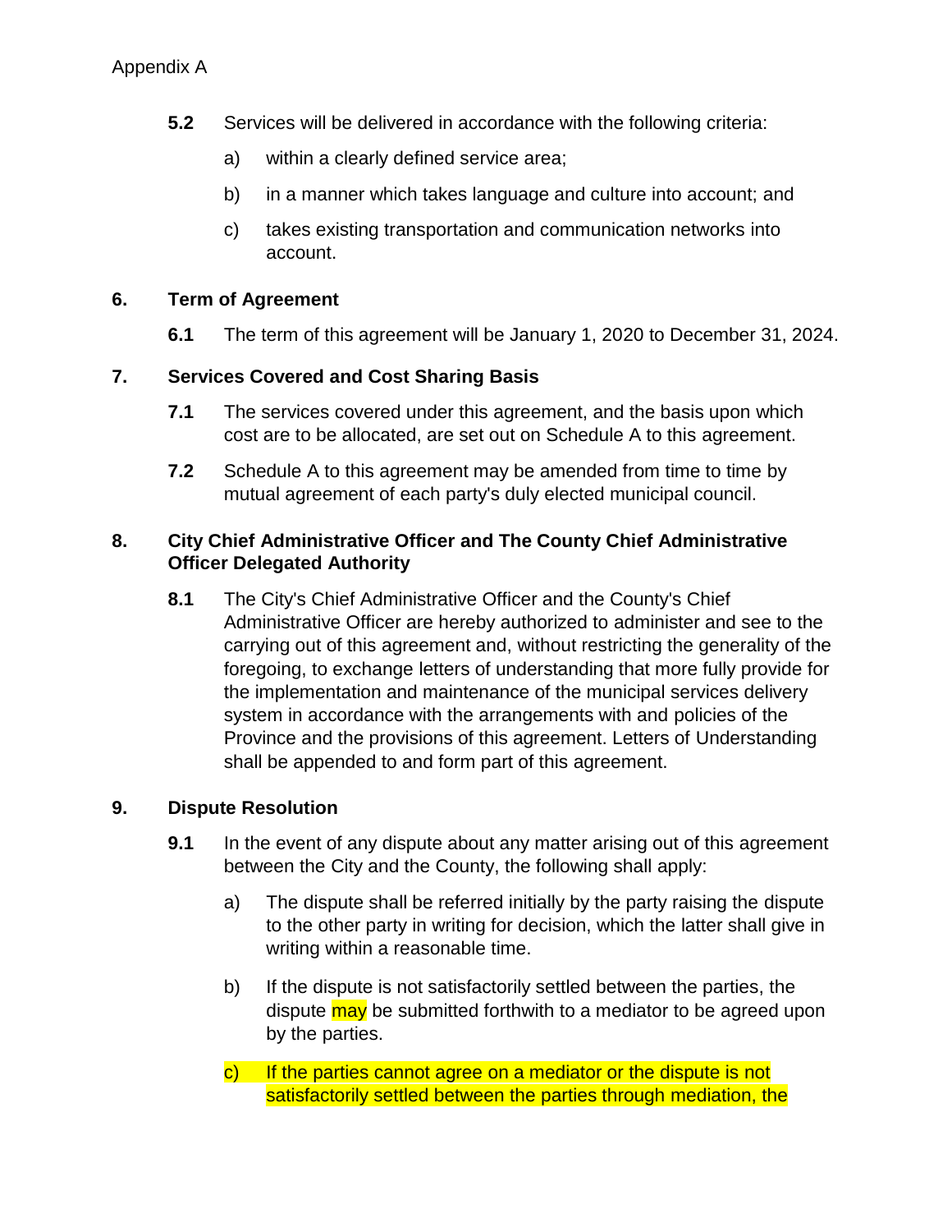Appendix A

**5.2** Services will be delivered in accordance with the following criteria:

a) within a clearly defined service area;

b) in a manner which takes language and culture into account; and

c) takes existing transportation and communication networks into account.

## 6. Term of Agreement

**6.1** The term of this agreement will be January 1, 2020 to December 31, 2024.

## 7. Services Covered and Cost Sharing Basis

**7.1** The services covered under this agreement, and the basis upon which cost are to be allocated, are set out on Schedule A to this agreement.

**7.2** Schedule A to this agreement may be amended from time to time by mutual agreement of each party's duly elected municipal council.

## 8. City Chief Administrative Officer and The County Chief Administrative Officer Delegated Authority

**8.1** The City's Chief Administrative Officer and the County's Chief Administrative Officer are hereby authorized to administer and see to the carrying out of this agreement and, without restricting the generality of the foregoing, to exchange letters of understanding that more fully provide for the implementation and maintenance of the municipal services delivery system in accordance with the arrangements with and policies of the Province and the provisions of this agreement. Letters of Understanding shall be appended to and form part of this agreement.

## 9. Dispute Resolution

**9.1** In the event of any dispute about any matter arising out of this agreement between the City and the County, the following shall apply:

a) The dispute shall be referred initially by the party raising the dispute to the other party in writing for decision, which the latter shall give in writing within a reasonable time.

b) If the dispute is not satisfactorily settled between the parties, the dispute may be submitted forthwith to a mediator to be agreed upon by the parties.

c) If the parties cannot agree on a mediator or the dispute is not satisfactorily settled between the parties through mediation, the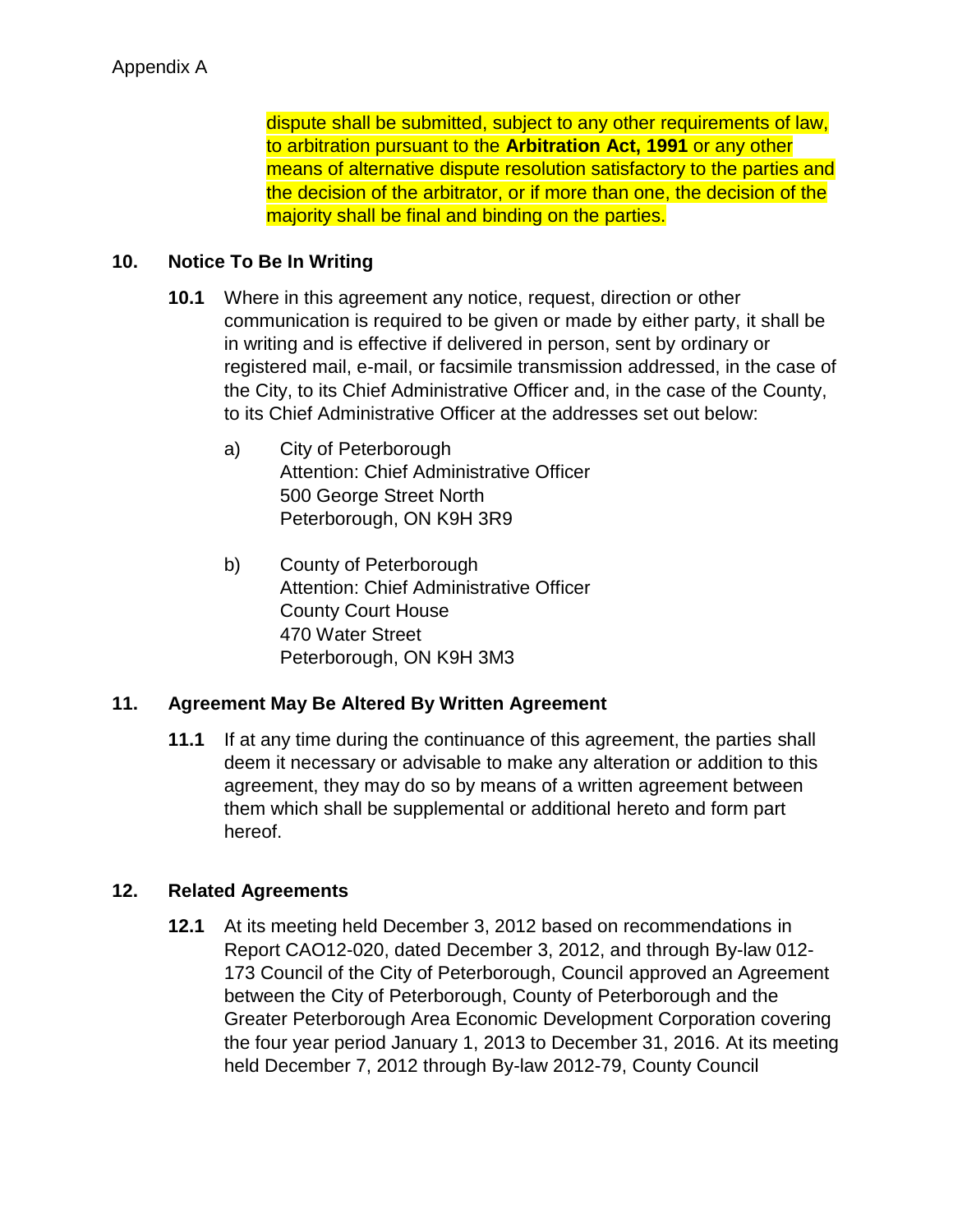dispute shall be submitted, subject to any other requirements of law, to arbitration pursuant to the **Arbitration Act, 1991** or any other means of alternative dispute resolution satisfactory to the parties and the decision of the arbitrator, or if more than one, the decision of the majority shall be final and binding on the parties.

## 10. Notice To Be In Writing

**10.1** Where in this agreement any notice, request, direction or other communication is required to be given or made by either party, it shall be in writing and is effective if delivered in person, sent by ordinary or registered mail, e-mail, or facsimile transmission addressed, in the case of the City, to its Chief Administrative Officer and, in the case of the County, to its Chief Administrative Officer at the addresses set out below:

a) City of Peterborough
Attention: Chief Administrative Officer
500 George Street North
Peterborough, ON K9H 3R9

b) County of Peterborough
Attention: Chief Administrative Officer
County Court House
470 Water Street
Peterborough, ON K9H 3M3

## 11. Agreement May Be Altered By Written Agreement

**11.1** If at any time during the continuance of this agreement, the parties shall deem it necessary or advisable to make any alteration or addition to this agreement, they may do so by means of a written agreement between them which shall be supplemental or additional hereto and form part hereof.

## 12. Related Agreements

**12.1** At its meeting held December 3, 2012 based on recommendations in Report CAO12-020, dated December 3, 2012, and through By-law 012-173 Council of the City of Peterborough, Council approved an Agreement between the City of Peterborough, County of Peterborough and the Greater Peterborough Area Economic Development Corporation covering the four year period January 1, 2013 to December 31, 2016. At its meeting held December 7, 2012 through By-law 2012-79, County Council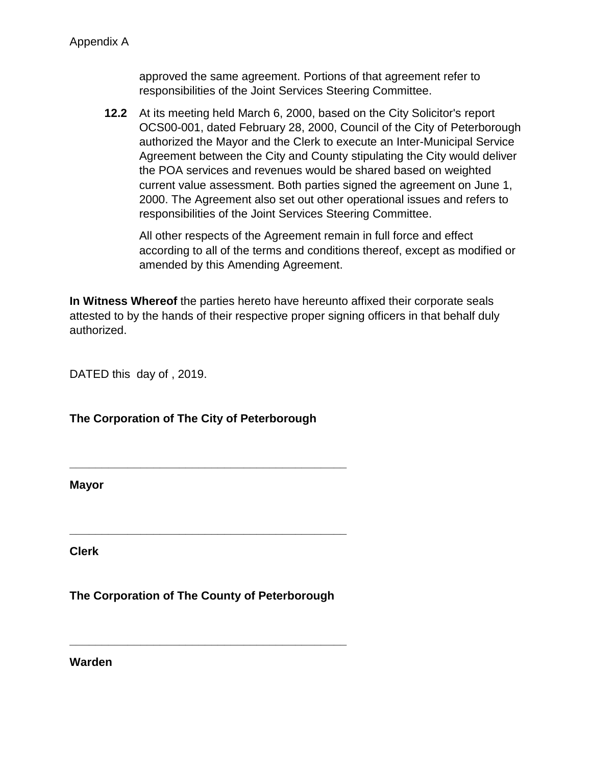approved the same agreement. Portions of that agreement refer to responsibilities of the Joint Services Steering Committee.

**12.2** At its meeting held March 6, 2000, based on the City Solicitor's report OCS00-001, dated February 28, 2000, Council of the City of Peterborough authorized the Mayor and the Clerk to execute an Inter-Municipal Service Agreement between the City and County stipulating the City would deliver the POA services and revenues would be shared based on weighted current value assessment. Both parties signed the agreement on June 1, 2000. The Agreement also set out other operational issues and refers to responsibilities of the Joint Services Steering Committee.

All other respects of the Agreement remain in full force and effect according to all of the terms and conditions thereof, except as modified or amended by this Amending Agreement.

**In Witness Whereof** the parties hereto have hereunto affixed their corporate seals attested to by the hands of their respective proper signing officers in that behalf duly authorized.

DATED this day of , 2019.

**The Corporation of The City of Peterborough**

\_\_\_\_\_\_\_\_\_\_\_\_\_\_\_\_\_\_\_\_\_\_\_\_\_\_\_\_\_\_\_\_\_\_\_\_\_\_\_\_\_

**Mayor**

\_\_\_\_\_\_\_\_\_\_\_\_\_\_\_\_\_\_\_\_\_\_\_\_\_\_\_\_\_\_\_\_\_\_\_\_\_\_\_\_\_

**Clerk**

**The Corporation of The County of Peterborough**

\_\_\_\_\_\_\_\_\_\_\_\_\_\_\_\_\_\_\_\_\_\_\_\_\_\_\_\_\_\_\_\_\_\_\_\_\_\_\_\_\_

**Warden**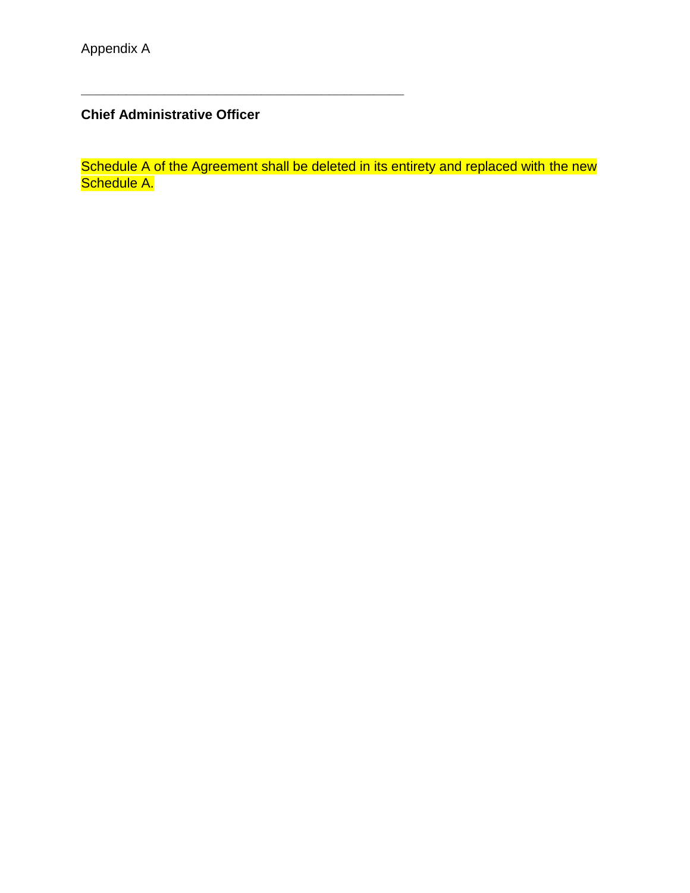Appendix A

\_\_\_\_\_\_\_\_\_\_\_\_\_\_\_\_\_\_\_\_\_\_\_\_\_\_\_\_\_\_\_\_\_\_\_\_\_\_\_\_\_\_\_\_

**Chief Administrative Officer**

Schedule A of the Agreement shall be deleted in its entirety and replaced with the new Schedule A.